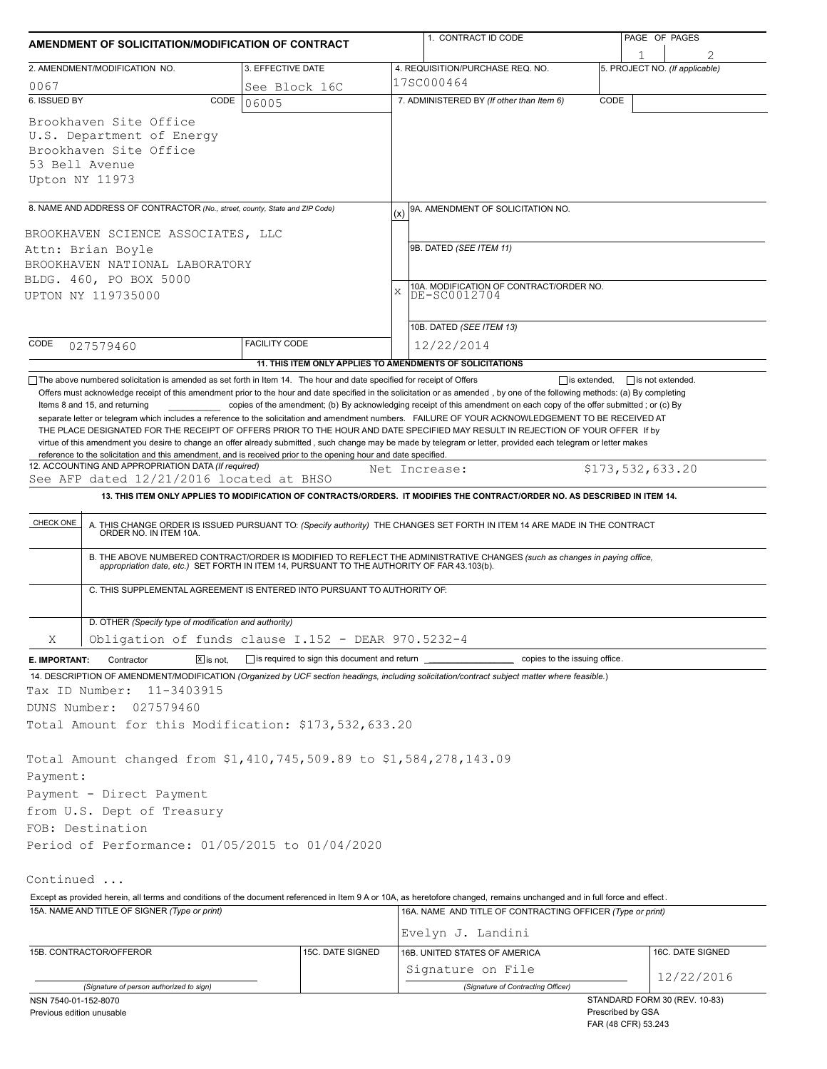# AMENDMENT OF SOLICITATION/MODIFICATION OF CONTRACT

| 1. CONTRACT ID CODE | PAGE OF PAGES |
|---|---|
| | 1 of 2 |

| 2. AMENDMENT/MODIFICATION NO. | 3. EFFECTIVE DATE | 4. REQUISITION/PURCHASE REQ. NO. | 5. PROJECT NO. (If applicable) |
|---|---|---|---|
| 0067 | See Block 16C | 17SC000464 | |

| 6. ISSUED BY CODE 06005 | 7. ADMINISTERED BY (If other than Item 6) CODE |
|---|---|
| Brookhaven Site Office<br>U.S. Department of Energy<br>Brookhaven Site Office<br>53 Bell Avenue<br>Upton NY 11973 | |

**8. NAME AND ADDRESS OF CONTRACTOR** (No., street, county, State and ZIP Code)

BROOKHAVEN SCIENCE ASSOCIATES, LLC
Attn: Brian Boyle
BROOKHAVEN NATIONAL LABORATORY
BLDG. 460, PO BOX 5000
UPTON NY 119735000

CODE 027579460 FACILITY CODE

(x) 9A. AMENDMENT OF SOLICITATION NO.

9B. DATED (SEE ITEM 11)

X 10A. MODIFICATION OF CONTRACT/ORDER NO.
DE-SC0012704

10B. DATED (SEE ITEM 13)
12/22/2014

**11. THIS ITEM ONLY APPLIES TO AMENDMENTS OF SOLICITATIONS**

☐ The above numbered solicitation is amended as set forth in Item 14. The hour and date specified for receipt of Offers ☐ is extended, ☐ is not extended.
Offers must acknowledge receipt of this amendment prior to the hour and date specified in the solicitation or as amended , by one of the following methods: (a) By completing Items 8 and 15, and returning __________ copies of the amendment; (b) By acknowledging receipt of this amendment on each copy of the offer submitted ; or (c) By separate letter or telegram which includes a reference to the solicitation and amendment numbers. FAILURE OF YOUR ACKNOWLEDGEMENT TO BE RECEIVED AT THE PLACE DESIGNATED FOR THE RECEIPT OF OFFERS PRIOR TO THE HOUR AND DATE SPECIFIED MAY RESULT IN REJECTION OF YOUR OFFER If by virtue of this amendment you desire to change an offer already submitted , such change may be made by telegram or letter, provided each telegram or letter makes reference to the solicitation and this amendment, and is received prior to the opening hour and date specified.

**12. ACCOUNTING AND APPROPRIATION DATA** (If required)
See AFP dated 12/21/2016 located at BHSO — Net Increase: $173,532,633.20

**13. THIS ITEM ONLY APPLIES TO MODIFICATION OF CONTRACTS/ORDERS. IT MODIFIES THE CONTRACT/ORDER NO. AS DESCRIBED IN ITEM 14.**

| CHECK ONE | |
|---|---|
| | A. THIS CHANGE ORDER IS ISSUED PURSUANT TO: (Specify authority) THE CHANGES SET FORTH IN ITEM 14 ARE MADE IN THE CONTRACT ORDER NO. IN ITEM 10A. |
| | B. THE ABOVE NUMBERED CONTRACT/ORDER IS MODIFIED TO REFLECT THE ADMINISTRATIVE CHANGES (such as changes in paying office, appropriation date, etc.) SET FORTH IN ITEM 14, PURSUANT TO THE AUTHORITY OF FAR 43.103(b). |
| | C. THIS SUPPLEMENTAL AGREEMENT IS ENTERED INTO PURSUANT TO AUTHORITY OF: |
| X | D. OTHER (Specify type of modification and authority)<br>Obligation of funds clause I.152 - DEAR 970.5232-4 |

**E. IMPORTANT:** Contractor ☒ is not, ☐ is required to sign this document and return __________ copies to the issuing office.

**14. DESCRIPTION OF AMENDMENT/MODIFICATION** (Organized by UCF section headings, including solicitation/contract subject matter where feasible.)

Tax ID Number: 11-3403915
DUNS Number: 027579460
Total Amount for this Modification: $173,532,633.20

Total Amount changed from $1,410,745,509.89 to $1,584,278,143.09
Payment:
Payment - Direct Payment
from U.S. Dept of Treasury
FOB: Destination
Period of Performance: 01/05/2015 to 01/04/2020

Continued ...

Except as provided herein, all terms and conditions of the document referenced in Item 9 A or 10A, as heretofore changed, remains unchanged and in full force and effect.

| 15A. NAME AND TITLE OF SIGNER (Type or print) | | 16A. NAME AND TITLE OF CONTRACTING OFFICER (Type or print) | |
|---|---|---|---|
| | | Evelyn J. Landini | |
| 15B. CONTRACTOR/OFFEROR | 15C. DATE SIGNED | 16B. UNITED STATES OF AMERICA | 16C. DATE SIGNED |
| (Signature of person authorized to sign) | | Signature on File<br>(Signature of Contracting Officer) | 12/22/2016 |

NSN 7540-01-152-8070
Previous edition unusable

STANDARD FORM 30 (REV. 10-83)
Prescribed by GSA
FAR (48 CFR) 53.243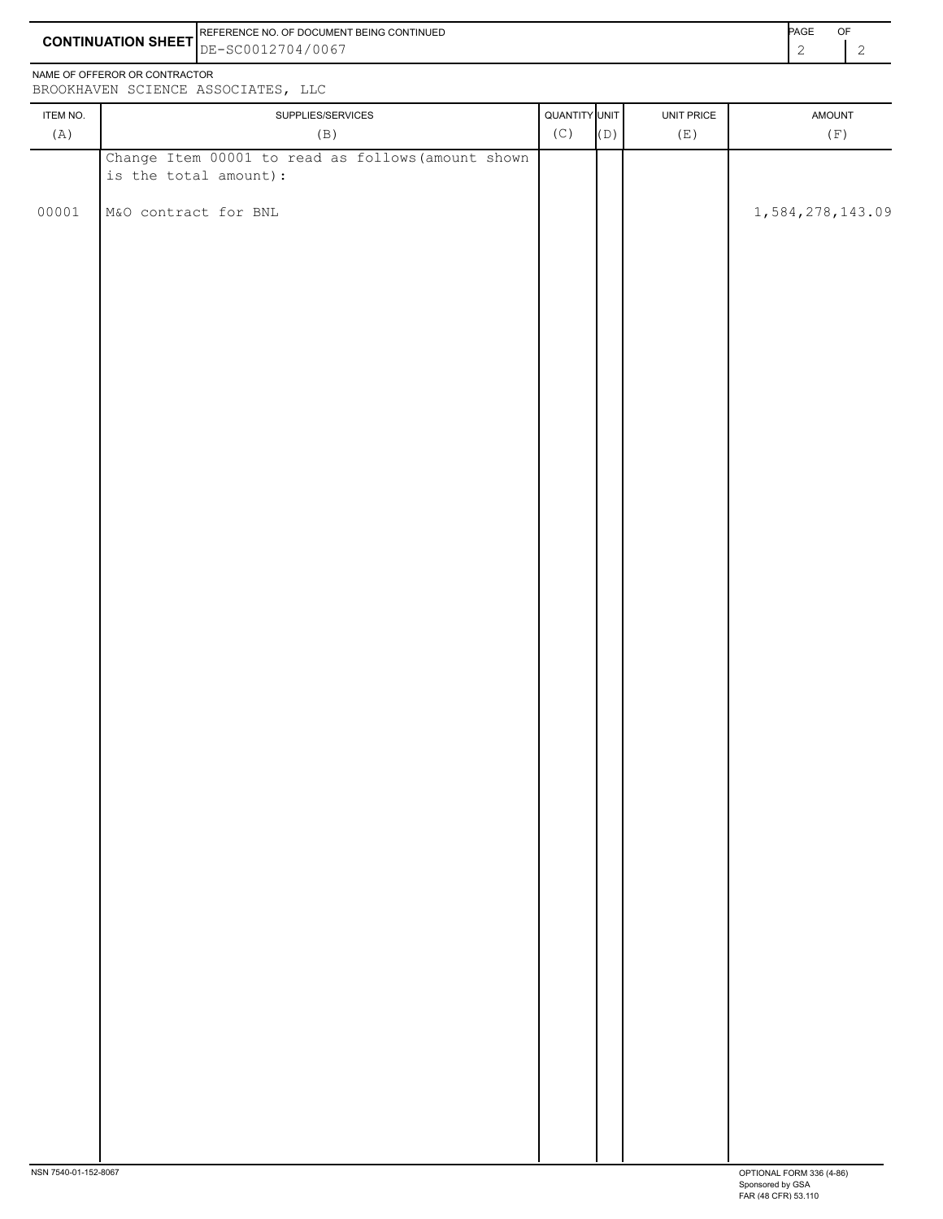**CONTINUATION SHEET**

REFERENCE NO. OF DOCUMENT BEING CONTINUED
DE-SC0012704/0067

NAME OF OFFEROR OR CONTRACTOR
BROOKHAVEN SCIENCE ASSOCIATES, LLC

| ITEM NO. (A) | SUPPLIES/SERVICES (B) | QUANTITY (C) | UNIT (D) | UNIT PRICE (E) | AMOUNT (F) |
|---|---|---|---|---|---|
| | Change Item 00001 to read as follows(amount shown is the total amount): | | | | |
| 00001 | M&O contract for BNL | | | | 1,584,278,143.09 |

NSN 7540-01-152-8067

OPTIONAL FORM 336 (4-86)
Sponsored by GSA
FAR (48 CFR) 53.110